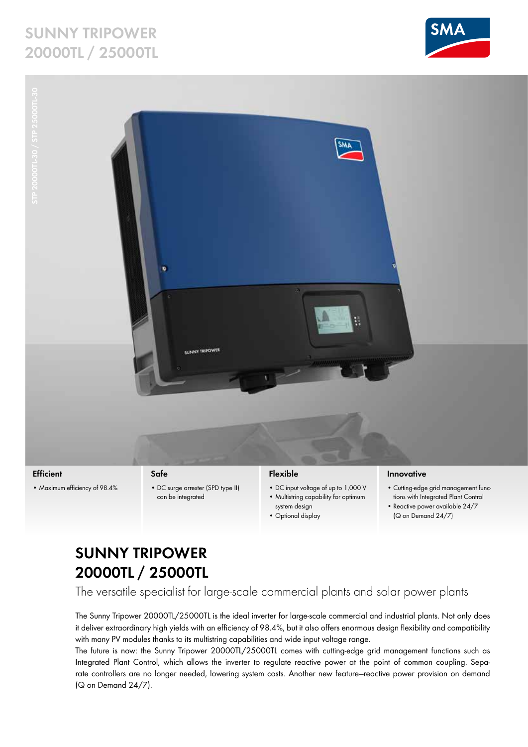# SUNNY TRIPOWER 20000TL / 25000TL

STP 20000TL-30 / STP 25000TL-30

### Efficient

- Maximum efficiency of 98.4%

### Safe

- DC surge arrester (SPD type II) can be integrated

### Flexible

- DC input voltage of up to 1,000 V
- Multistring capability for optimum system design
- Optional display

### Innovative

- Cutting-edge grid management functions with Integrated Plant Control
- Reactive power available 24/7 (Q on Demand 24/7)

## SUNNY TRIPOWER 20000TL / 25000TL

The versatile specialist for large-scale commercial plants and solar power plants

The Sunny Tripower 20000TL/25000TL is the ideal inverter for large-scale commercial and industrial plants. Not only does it deliver extraordinary high yields with an efficiency of 98.4%, but it also offers enormous design flexibility and compatibility with many PV modules thanks to its multistring capabilities and wide input voltage range.

The future is now: the Sunny Tripower 20000TL/25000TL comes with cutting-edge grid management functions such as Integrated Plant Control, which allows the inverter to regulate reactive power at the point of common coupling. Separate controllers are no longer needed, lowering system costs. Another new feature—reactive power provision on demand (Q on Demand 24/7).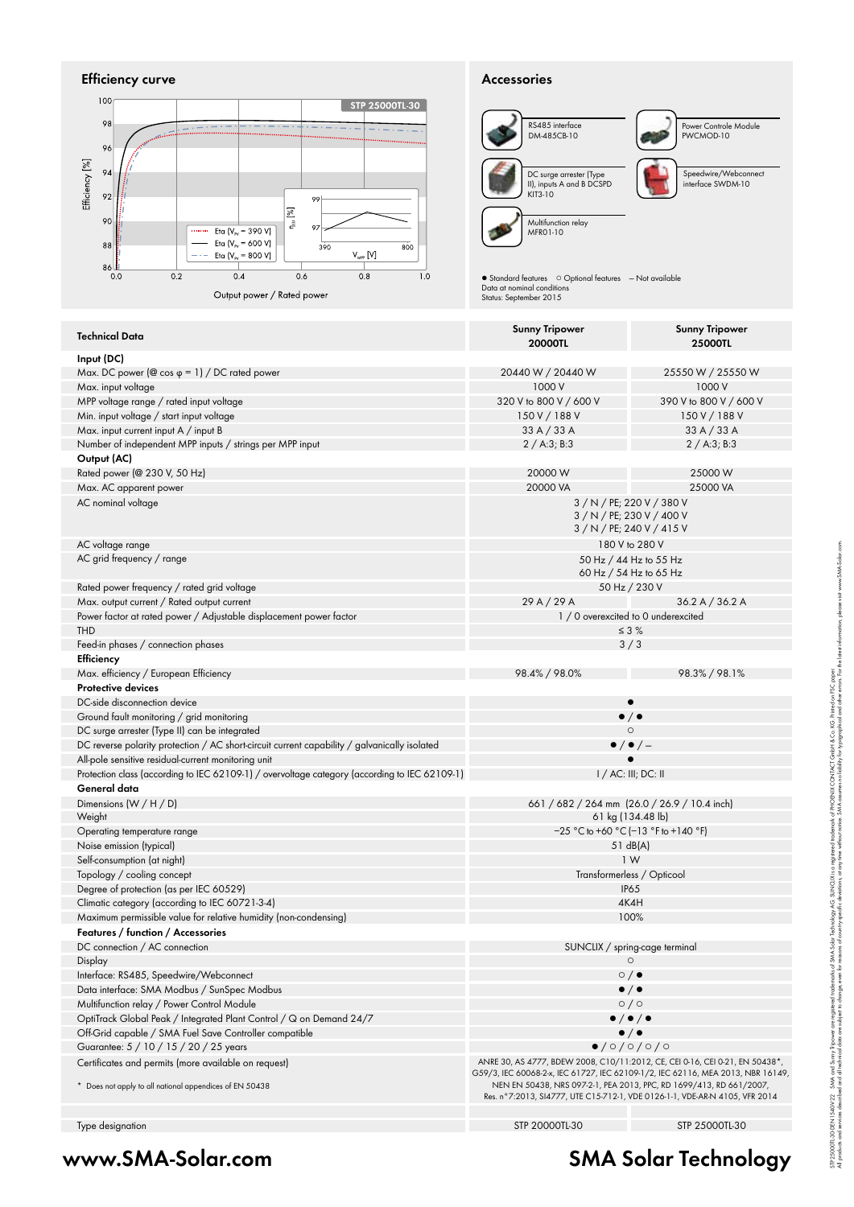## Efficiency curve

STP 25000TL-30

Efficiency [%]

100
98
96
94
92
90
88
86

0.0 0.2 0.4 0.6 0.8 1.0

Output power / Rated power

Eta ($V_{PV}$ = 390 V)
Eta ($V_{PV}$ = 600 V)
Eta ($V_{PV}$ = 800 V)

$\eta_{EU}$ [%]
99
97
390 800
$V_{MPP}$ [V]

## Accessories

RS485 interface
DM-485CB-10

Power Controle Module
PWCMOD-10

DC surge arrester (Type II), inputs A and B DCSPD KIT3-10

Speedwire/Webconnect interface SWDM-10

Multifunction relay
MFR01-10

● Standard features ○ Optional features — Not available
Data at nominal conditions
Status: September 2015

| Technical Data | Sunny Tripower 20000TL | Sunny Tripower 25000TL |
|---|---|---|
| **Input (DC)** | | |
| Max. DC power (@ cos φ = 1) / DC rated power | 20440 W / 20440 W | 25550 W / 25550 W |
| Max. input voltage | 1000 V | 1000 V |
| MPP voltage range / rated input voltage | 320 V to 800 V / 600 V | 390 V to 800 V / 600 V |
| Min. input voltage / start input voltage | 150 V / 188 V | 150 V / 188 V |
| Max. input current input A / input B | 33 A / 33 A | 33 A / 33 A |
| Number of independent MPP inputs / strings per MPP input | 2 / A:3; B:3 | 2 / A:3; B:3 |
| **Output (AC)** | | |
| Rated power (@ 230 V, 50 Hz) | 20000 W | 25000 W |
| Max. AC apparent power | 20000 VA | 25000 VA |
| AC nominal voltage | 3 / N / PE; 220 V / 380 V<br>3 / N / PE; 230 V / 400 V<br>3 / N / PE; 240 V / 415 V | |
| AC voltage range | 180 V to 280 V | |
| AC grid frequency / range | 50 Hz / 44 Hz to 55 Hz<br>60 Hz / 54 Hz to 65 Hz | |
| Rated power frequency / rated grid voltage | 50 Hz / 230 V | |
| Max. output current / Rated output current | 29 A / 29 A | 36.2 A / 36.2 A |
| Power factor at rated power / Adjustable displacement power factor | 1 / 0 overexcited to 0 underexcited | |
| THD | ≤ 3 % | |
| Feed-in phases / connection phases | 3 / 3 | |
| **Efficiency** | | |
| Max. efficiency / European Efficiency | 98.4% / 98.0% | 98.3% / 98.1% |
| **Protective devices** | | |
| DC-side disconnection device | ● | |
| Ground fault monitoring / grid monitoring | ● / ● | |
| DC surge arrester (Type II) can be integrated | ○ | |
| DC reverse polarity protection / AC short-circuit current capability / galvanically isolated | ● / ● / – | |
| All-pole sensitive residual-current monitoring unit | ● | |
| Protection class (according to IEC 62109-1) / overvoltage category (according to IEC 62109-1) | I / AC: III; DC: II | |
| **General data** | | |
| Dimensions (W / H / D) | 661 / 682 / 264 mm (26.0 / 26.9 / 10.4 inch) | |
| Weight | 61 kg (134.48 lb) | |
| Operating temperature range | −25 °C to +60 °C (−13 °F to +140 °F) | |
| Noise emission (typical) | 51 dB(A) | |
| Self-consumption (at night) | 1 W | |
| Topology / cooling concept | Transformerless / Opticool | |
| Degree of protection (as per IEC 60529) | IP65 | |
| Climatic category (according to IEC 60721-3-4) | 4K4H | |
| Maximum permissible value for relative humidity (non-condensing) | 100% | |
| **Features / function / Accessories** | | |
| DC connection / AC connection | SUNCLIX / spring-cage terminal | |
| Display | ○ | |
| Interface: RS485, Speedwire/Webconnect | ○ / ● | |
| Data interface: SMA Modbus / SunSpec Modbus | ● / ● | |
| Multifunction relay / Power Control Module | ○ / ○ | |
| OptiTrack Global Peak / Integrated Plant Control / Q on Demand 24/7 | ● / ● / ● | |
| Off-Grid capable / SMA Fuel Save Controller compatible | ● / ● | |
| Guarantee: 5 / 10 / 15 / 20 / 25 years | ● / ○ / ○ / ○ / ○ | |
| Certificates and permits (more available on request)<br><br>* Does not apply to all national appendices of EN 50438 | ANRE 30, AS 4777, BDEW 2008, C10/11:2012, CE, CEI 0-16, CEI 0-21, EN 50438*, G59/3, IEC 60068-2-x, IEC 61727, IEC 62109-1/2, IEC 62116, MEA 2013, NBR 16149, NEN EN 50438, NRS 097-2-1, PEA 2013, PPC, RD 1699/413, RD 661/2007, Res. n°7:2013, SI4777, UTE C15-712-1, VDE 0126-1-1, VDE-AR-N 4105, VFR 2014 | |
| | | |
| Type designation | STP 20000TL-30 | STP 25000TL-30 |

**www.SMA-Solar.com**

**SMA Solar Technology**

STP25000TL-30-DEN1540V22 · SMA and Sunny Tripower are registered trademarks of SMA Solar Technology AG. SUNCLIX is a registered trademark of PHOENIX CONTACT GmbH & Co. KG. Printed on FSC paper. All products and services described and all technical data are subject to changes, even for reasons of country-specific deviations, at any time without notice. SMA assumes no liability for typographical and other errors. For the latest information, please visit www.SMA-Solar.com